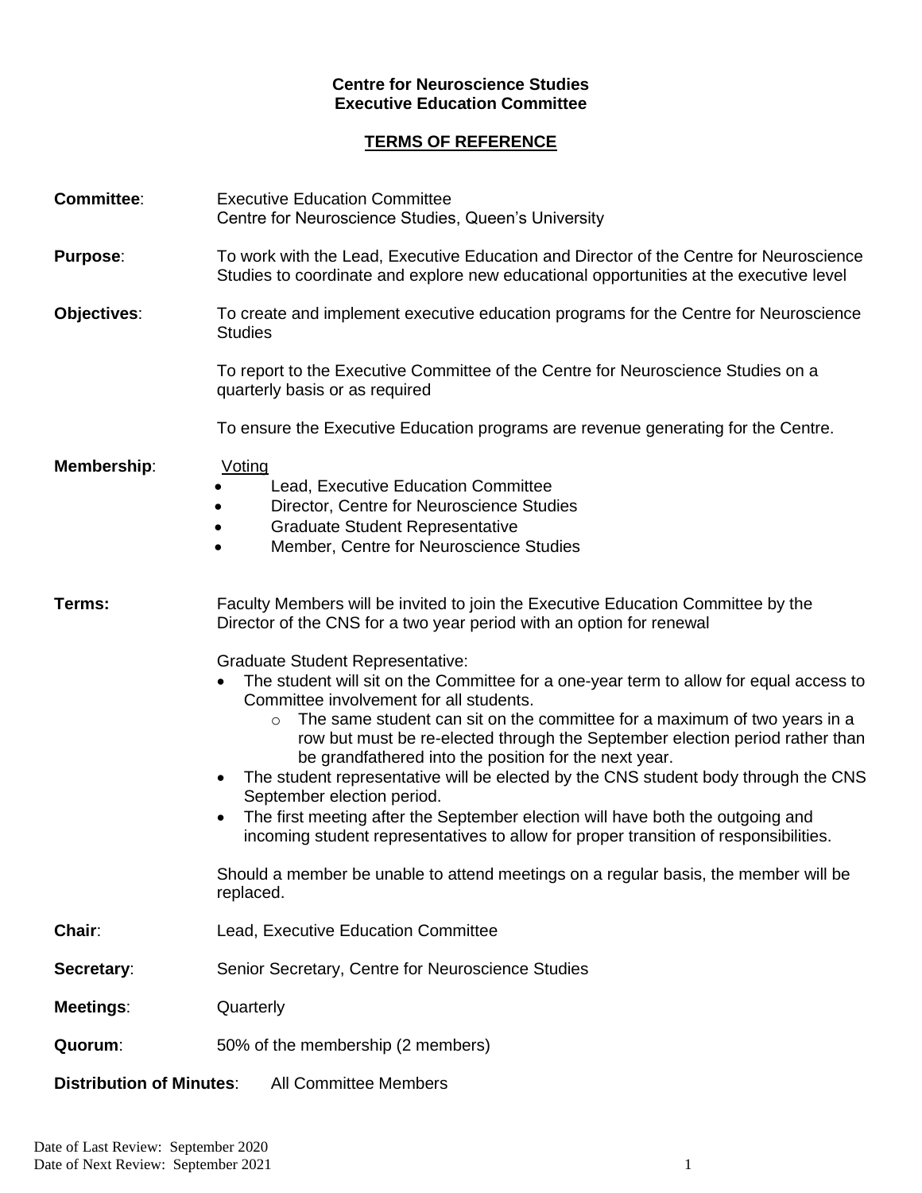**Centre for Neuroscience Studies**
**Executive Education Committee**

**TERMS OF REFERENCE**

**Committee**: Executive Education Committee
Centre for Neuroscience Studies, Queen's University

**Purpose**: To work with the Lead, Executive Education and Director of the Centre for Neuroscience Studies to coordinate and explore new educational opportunities at the executive level

**Objectives**: To create and implement executive education programs for the Centre for Neuroscience Studies

To report to the Executive Committee of the Centre for Neuroscience Studies on a quarterly basis or as required

To ensure the Executive Education programs are revenue generating for the Centre.

**Membership**: Voting

- Lead, Executive Education Committee
- Director, Centre for Neuroscience Studies
- Graduate Student Representative
- Member, Centre for Neuroscience Studies

**Terms:** Faculty Members will be invited to join the Executive Education Committee by the Director of the CNS for a two year period with an option for renewal

Graduate Student Representative:

- The student will sit on the Committee for a one-year term to allow for equal access to Committee involvement for all students.
  - The same student can sit on the committee for a maximum of two years in a row but must be re-elected through the September election period rather than be grandfathered into the position for the next year.
- The student representative will be elected by the CNS student body through the CNS September election period.
- The first meeting after the September election will have both the outgoing and incoming student representatives to allow for proper transition of responsibilities.

Should a member be unable to attend meetings on a regular basis, the member will be replaced.

**Chair**: Lead, Executive Education Committee

**Secretary**: Senior Secretary, Centre for Neuroscience Studies

**Meetings**: Quarterly

**Quorum**: 50% of the membership (2 members)

**Distribution of Minutes**: All Committee Members

Date of Last Review: September 2020
Date of Next Review: September 2021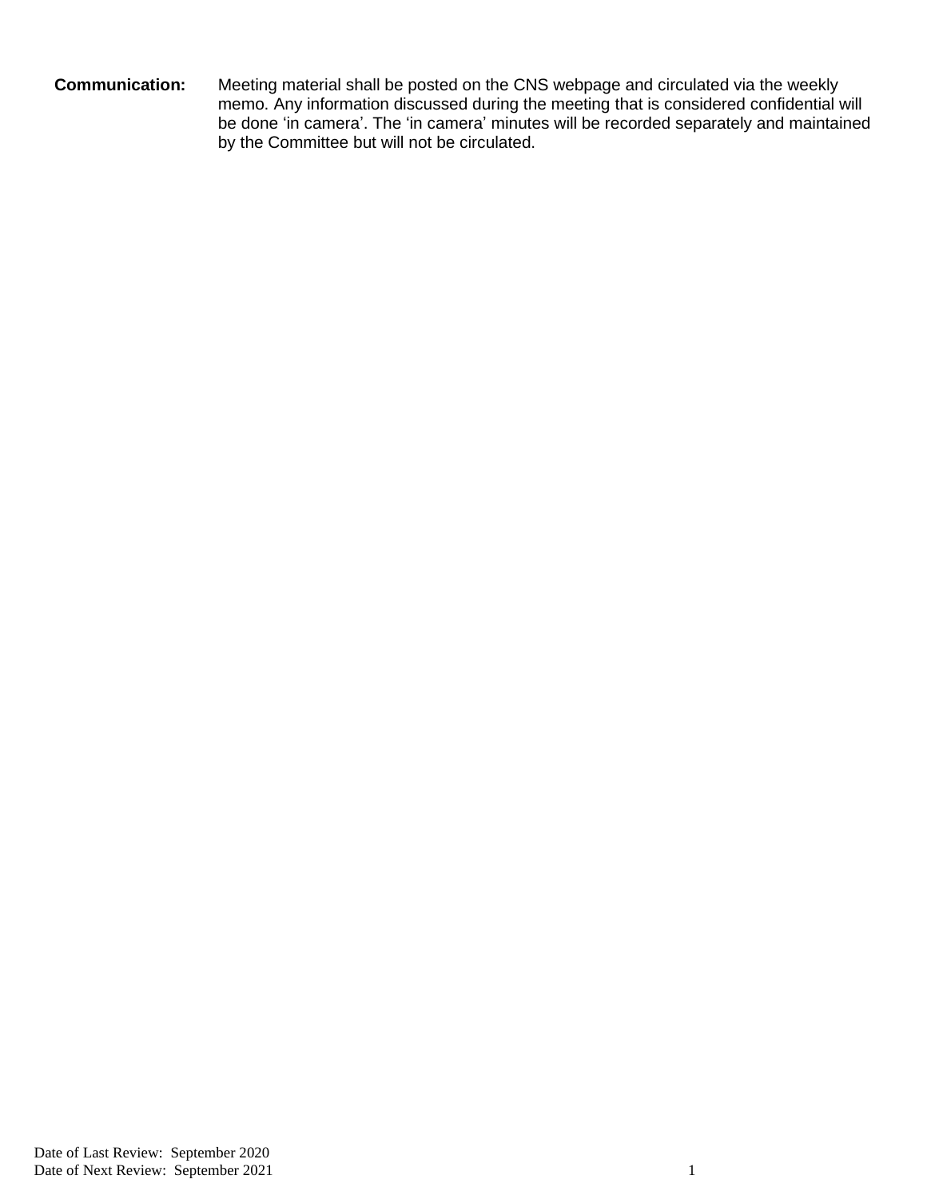**Communication:** Meeting material shall be posted on the CNS webpage and circulated via the weekly memo. Any information discussed during the meeting that is considered confidential will be done 'in camera'. The 'in camera' minutes will be recorded separately and maintained by the Committee but will not be circulated.

Date of Last Review: September 2020
Date of Next Review: September 2021